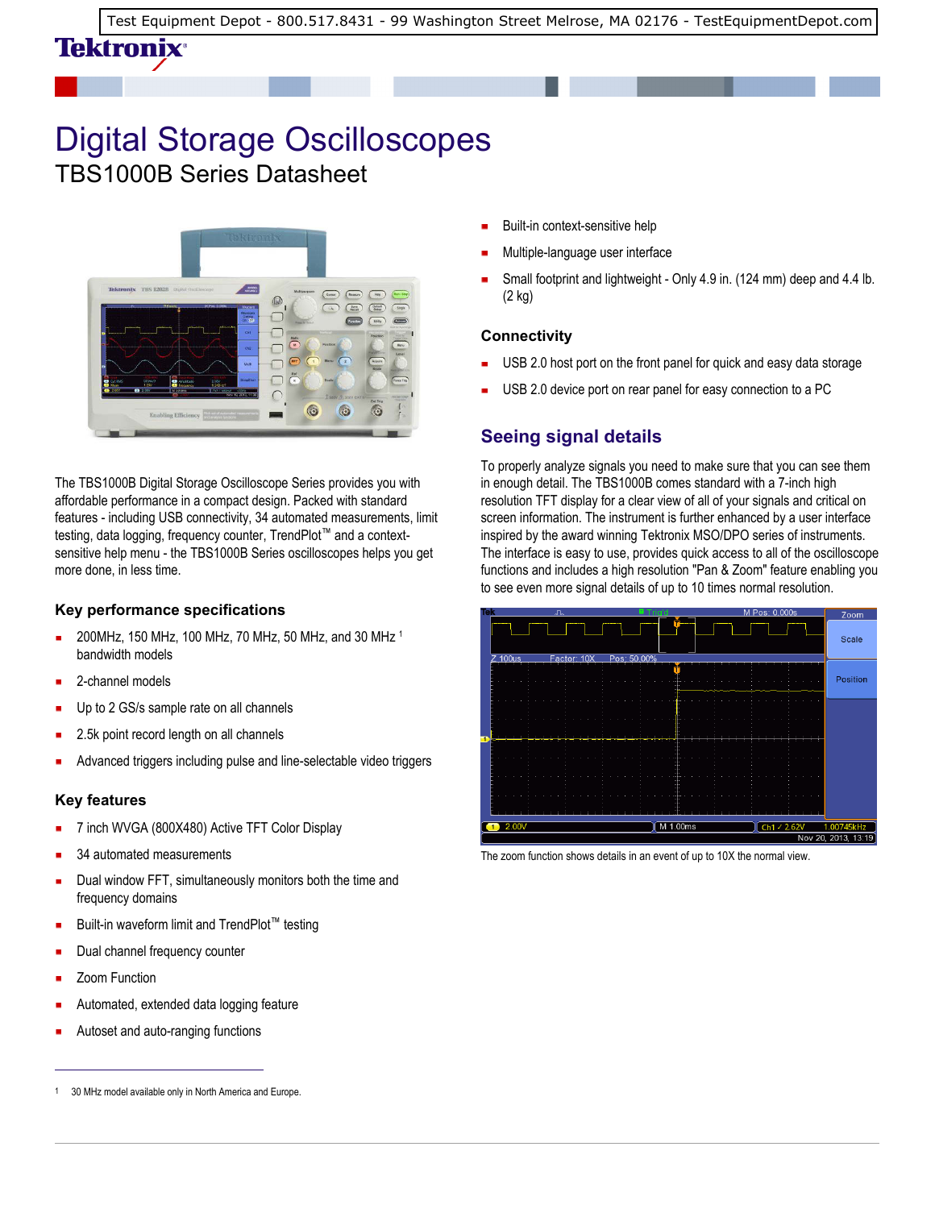Test Equipment Depot - 800.517.8431 - 99 Washington Street Melrose, MA 02176 - TestEquipmentDepot.com

# Digital Storage Oscilloscopes

## TBS1000B Series Datasheet

The TBS1000B Digital Storage Oscilloscope Series provides you with affordable performance in a compact design. Packed with standard features - including USB connectivity, 34 automated measurements, limit testing, data logging, frequency counter, TrendPlot™ and a context-sensitive help menu - the TBS1000B Series oscilloscopes helps you get more done, in less time.

### Key performance specifications

- 200MHz, 150 MHz, 100 MHz, 70 MHz, 50 MHz, and 30 MHz [1] bandwidth models
- 2-channel models
- Up to 2 GS/s sample rate on all channels
- 2.5k point record length on all channels
- Advanced triggers including pulse and line-selectable video triggers

### Key features

- 7 inch WVGA (800X480) Active TFT Color Display
- 34 automated measurements
- Dual window FFT, simultaneously monitors both the time and frequency domains
- Built-in waveform limit and TrendPlot™ testing
- Dual channel frequency counter
- Zoom Function
- Automated, extended data logging feature
- Autoset and auto-ranging functions
- Built-in context-sensitive help
- Multiple-language user interface
- Small footprint and lightweight - Only 4.9 in. (124 mm) deep and 4.4 lb. (2 kg)

### Connectivity

- USB 2.0 host port on the front panel for quick and easy data storage
- USB 2.0 device port on rear panel for easy connection to a PC

## Seeing signal details

To properly analyze signals you need to make sure that you can see them in enough detail. The TBS1000B comes standard with a 7-inch high resolution TFT display for a clear view of all of your signals and critical on screen information. The instrument is further enhanced by a user interface inspired by the award winning Tektronix MSO/DPO series of instruments. The interface is easy to use, provides quick access to all of the oscilloscope functions and includes a high resolution "Pan & Zoom" feature enabling you to see even more signal details of up to 10 times normal resolution.

The zoom function shows details in an event of up to 10X the normal view.

[1] 30 MHz model available only in North America and Europe.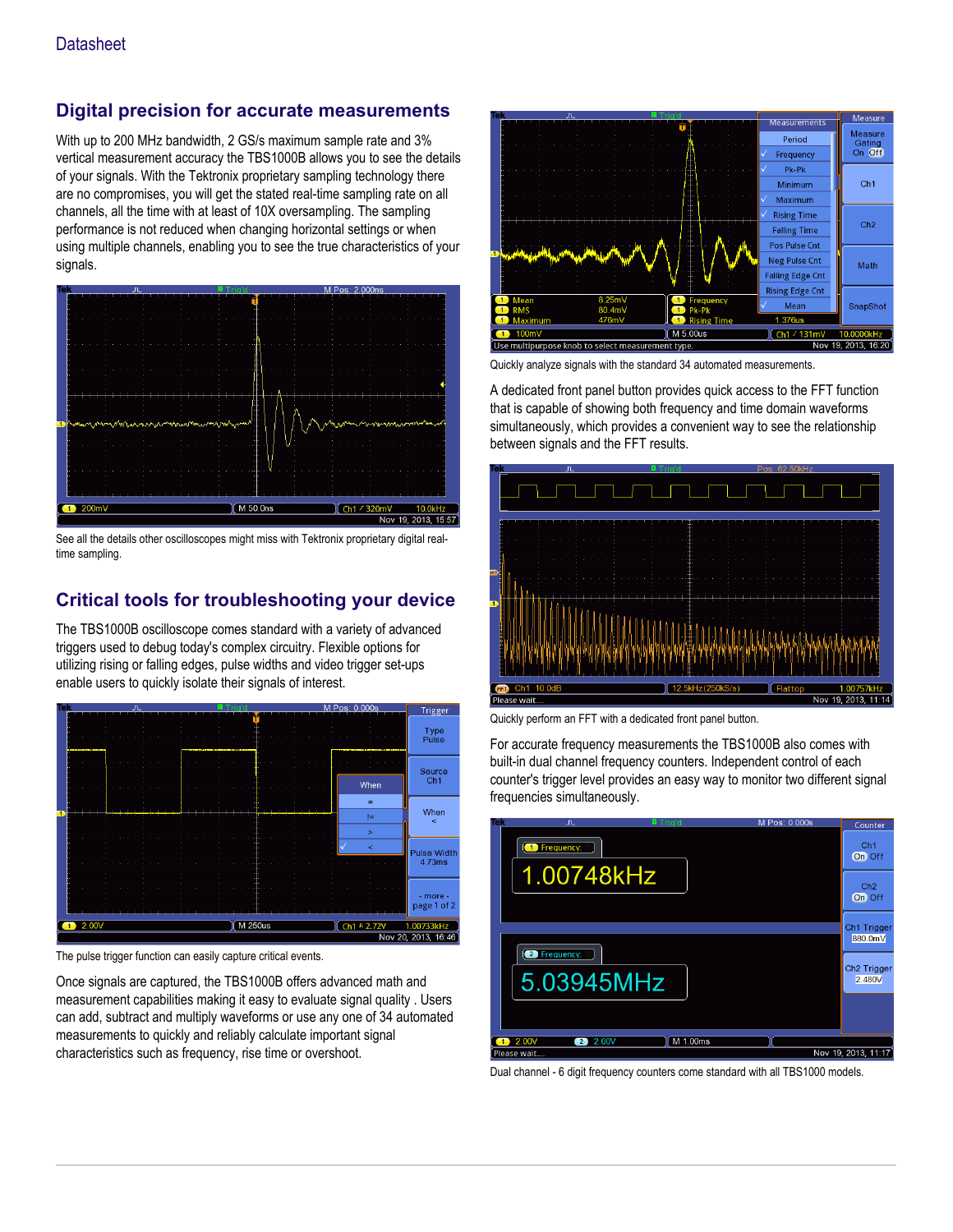## Digital precision for accurate measurements

With up to 200 MHz bandwidth, 2 GS/s maximum sample rate and 3% vertical measurement accuracy the TBS1000B allows you to see the details of your signals. With the Tektronix proprietary sampling technology there are no compromises, you will get the stated real-time sampling rate on all channels, all the time with at least of 10X oversampling. The sampling performance is not reduced when changing horizontal settings or when using multiple channels, enabling you to see the true characteristics of your signals.

See all the details other oscilloscopes might miss with Tektronix proprietary digital real-time sampling.

## Critical tools for troubleshooting your device

The TBS1000B oscilloscope comes standard with a variety of advanced triggers used to debug today's complex circuitry. Flexible options for utilizing rising or falling edges, pulse widths and video trigger set-ups enable users to quickly isolate their signals of interest.

The pulse trigger function can easily capture critical events.

Once signals are captured, the TBS1000B offers advanced math and measurement capabilities making it easy to evaluate signal quality . Users can add, subtract and multiply waveforms or use any one of 34 automated measurements to quickly and reliably calculate important signal characteristics such as frequency, rise time or overshoot.

Quickly analyze signals with the standard 34 automated measurements.

A dedicated front panel button provides quick access to the FFT function that is capable of showing both frequency and time domain waveforms simultaneously, which provides a convenient way to see the relationship between signals and the FFT results.

Quickly perform an FFT with a dedicated front panel button.

For accurate frequency measurements the TBS1000B also comes with built-in dual channel frequency counters. Independent control of each counter's trigger level provides an easy way to monitor two different signal frequencies simultaneously.

Dual channel - 6 digit frequency counters come standard with all TBS1000 models.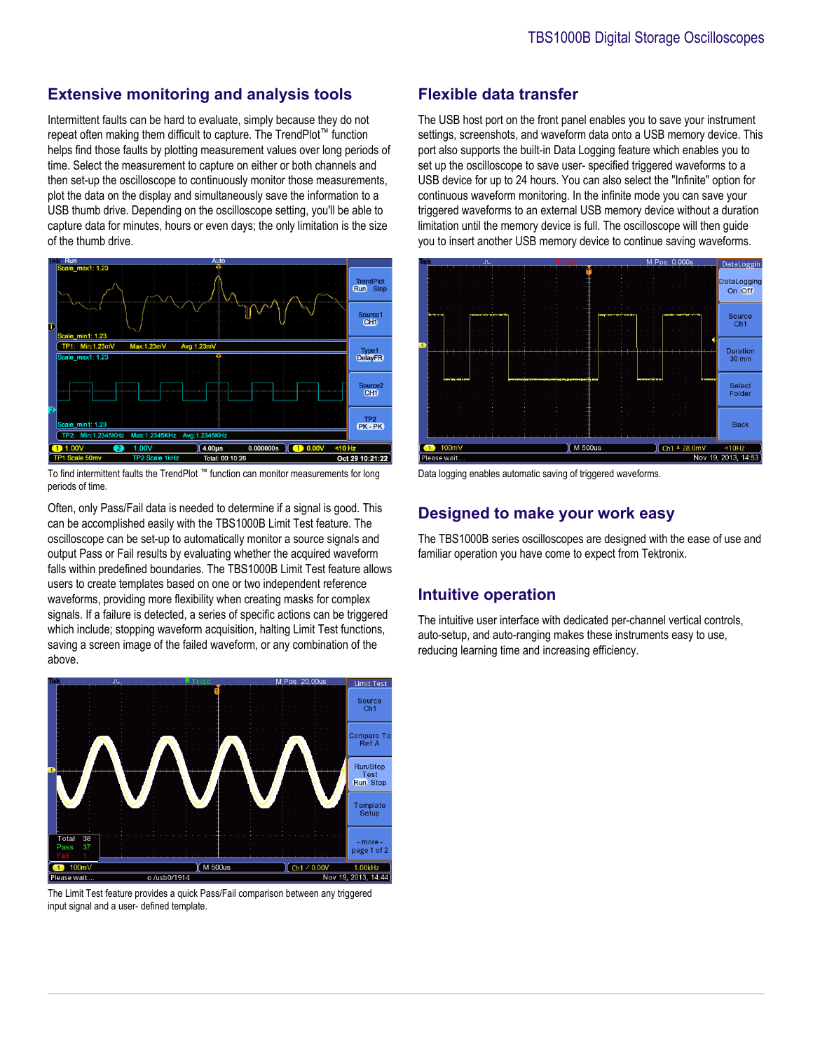## Extensive monitoring and analysis tools

Intermittent faults can be hard to evaluate, simply because they do not repeat often making them difficult to capture. The TrendPlot™ function helps find those faults by plotting measurement values over long periods of time. Select the measurement to capture on either or both channels and then set-up the oscilloscope to continuously monitor those measurements, plot the data on the display and simultaneously save the information to a USB thumb drive. Depending on the oscilloscope setting, you'll be able to capture data for minutes, hours or even days; the only limitation is the size of the thumb drive.

To find intermittent faults the TrendPlot ™ function can monitor measurements for long periods of time.

Often, only Pass/Fail data is needed to determine if a signal is good. This can be accomplished easily with the TBS1000B Limit Test feature. The oscilloscope can be set-up to automatically monitor a source signals and output Pass or Fail results by evaluating whether the acquired waveform falls within predefined boundaries. The TBS1000B Limit Test feature allows users to create templates based on one or two independent reference waveforms, providing more flexibility when creating masks for complex signals. If a failure is detected, a series of specific actions can be triggered which include; stopping waveform acquisition, halting Limit Test functions, saving a screen image of the failed waveform, or any combination of the above.

The Limit Test feature provides a quick Pass/Fail comparison between any triggered input signal and a user- defined template.

## Flexible data transfer

The USB host port on the front panel enables you to save your instrument settings, screenshots, and waveform data onto a USB memory device. This port also supports the built-in Data Logging feature which enables you to set up the oscilloscope to save user- specified triggered waveforms to a USB device for up to 24 hours. You can also select the "Infinite" option for continuous waveform monitoring. In the infinite mode you can save your triggered waveforms to an external USB memory device without a duration limitation until the memory device is full. The oscilloscope will then guide you to insert another USB memory device to continue saving waveforms.

Data logging enables automatic saving of triggered waveforms.

## Designed to make your work easy

The TBS1000B series oscilloscopes are designed with the ease of use and familiar operation you have come to expect from Tektronix.

## Intuitive operation

The intuitive user interface with dedicated per-channel vertical controls, auto-setup, and auto-ranging makes these instruments easy to use, reducing learning time and increasing efficiency.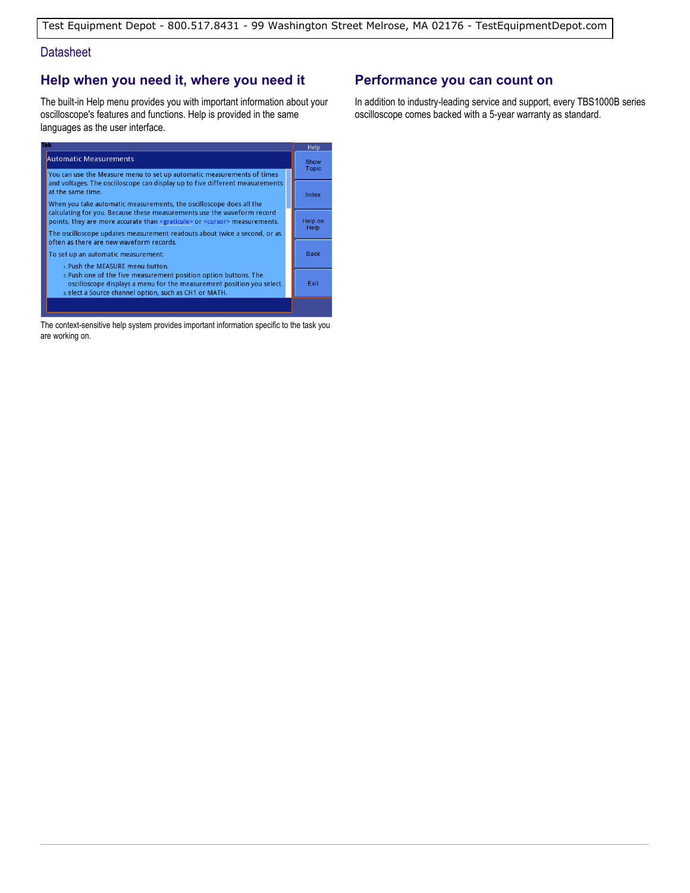## Help when you need it, where you need it

The built-in Help menu provides you with important information about your oscilloscope's features and functions. Help is provided in the same languages as the user interface.

The context-sensitive help system provides important information specific to the task you are working on.

## Performance you can count on

In addition to industry-leading service and support, every TBS1000B series oscilloscope comes backed with a 5-year warranty as standard.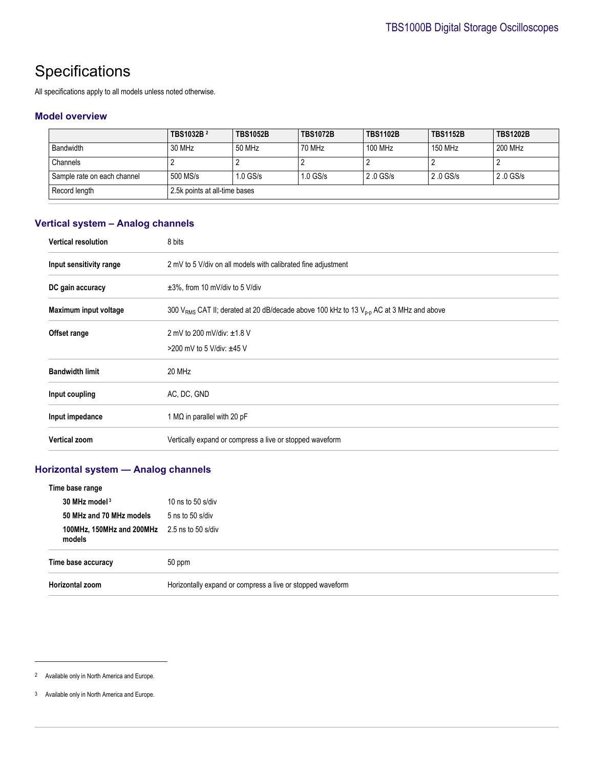# Specifications

All specifications apply to all models unless noted otherwise.

## Model overview

| | TBS1032B [2] | TBS1052B | TBS1072B | TBS1102B | TBS1152B | TBS1202B |
|---|---|---|---|---|---|---|
| Bandwidth | 30 MHz | 50 MHz | 70 MHz | 100 MHz | 150 MHz | 200 MHz |
| Channels | 2 | 2 | 2 | 2 | 2 | 2 |
| Sample rate on each channel | 500 MS/s | 1.0 GS/s | 1.0 GS/s | 2 .0 GS/s | 2 .0 GS/s | 2 .0 GS/s |
| Record length | 2.5k points at all-time bases | | | | | |

## Vertical system – Analog channels

| | |
|---|---|
| **Vertical resolution** | 8 bits |
| **Input sensitivity range** | 2 mV to 5 V/div on all models with calibrated fine adjustment |
| **DC gain accuracy** | ±3%, from 10 mV/div to 5 V/div |
| **Maximum input voltage** | 300 $V_{RMS}$ CAT II; derated at 20 dB/decade above 100 kHz to 13 $V_{p-p}$ AC at 3 MHz and above |
| **Offset range** | 2 mV to 200 mV/div: ±1.8 V<br>>200 mV to 5 V/div: ±45 V |
| **Bandwidth limit** | 20 MHz |
| **Input coupling** | AC, DC, GND |
| **Input impedance** | 1 MΩ in parallel with 20 pF |
| **Vertical zoom** | Vertically expand or compress a live or stopped waveform |

## Horizontal system — Analog channels

| | |
|---|---|
| **Time base range** | |
| **30 MHz model** [3] | 10 ns to 50 s/div |
| **50 MHz and 70 MHz models** | 5 ns to 50 s/div |
| **100MHz, 150MHz and 200MHz models** | 2.5 ns to 50 s/div |
| **Time base accuracy** | 50 ppm |
| **Horizontal zoom** | Horizontally expand or compress a live or stopped waveform |

---

2 Available only in North America and Europe.

3 Available only in North America and Europe.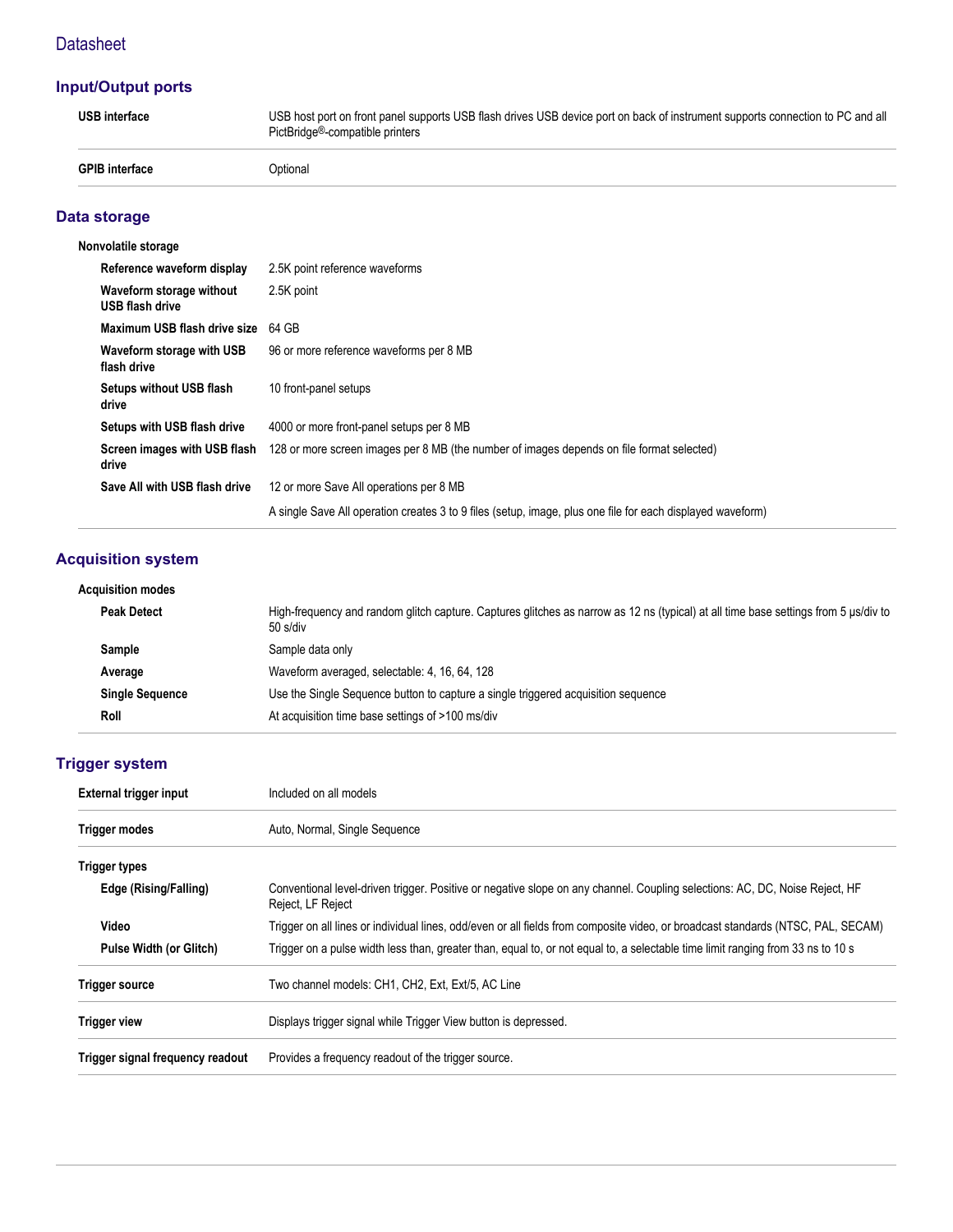## Input/Output ports

| | |
|---|---|
| **USB interface** | USB host port on front panel supports USB flash drives USB device port on back of instrument supports connection to PC and all PictBridge®-compatible printers |
| **GPIB interface** | Optional |

## Data storage

| | |
|---|---|
| **Nonvolatile storage** | |
| **Reference waveform display** | 2.5K point reference waveforms |
| **Waveform storage without USB flash drive** | 2.5K point |
| **Maximum USB flash drive size** | 64 GB |
| **Waveform storage with USB flash drive** | 96 or more reference waveforms per 8 MB |
| **Setups without USB flash drive** | 10 front-panel setups |
| **Setups with USB flash drive** | 4000 or more front-panel setups per 8 MB |
| **Screen images with USB flash drive** | 128 or more screen images per 8 MB (the number of images depends on file format selected) |
| **Save All with USB flash drive** | 12 or more Save All operations per 8 MB |
| | A single Save All operation creates 3 to 9 files (setup, image, plus one file for each displayed waveform) |

## Acquisition system

| | |
|---|---|
| **Acquisition modes** | |
| **Peak Detect** | High-frequency and random glitch capture. Captures glitches as narrow as 12 ns (typical) at all time base settings from 5 µs/div to 50 s/div |
| **Sample** | Sample data only |
| **Average** | Waveform averaged, selectable: 4, 16, 64, 128 |
| **Single Sequence** | Use the Single Sequence button to capture a single triggered acquisition sequence |
| **Roll** | At acquisition time base settings of >100 ms/div |

## Trigger system

| | |
|---|---|
| **External trigger input** | Included on all models |
| **Trigger modes** | Auto, Normal, Single Sequence |
| **Trigger types** | |
| **Edge (Rising/Falling)** | Conventional level-driven trigger. Positive or negative slope on any channel. Coupling selections: AC, DC, Noise Reject, HF Reject, LF Reject |
| **Video** | Trigger on all lines or individual lines, odd/even or all fields from composite video, or broadcast standards (NTSC, PAL, SECAM) |
| **Pulse Width (or Glitch)** | Trigger on a pulse width less than, greater than, equal to, or not equal to, a selectable time limit ranging from 33 ns to 10 s |
| **Trigger source** | Two channel models: CH1, CH2, Ext, Ext/5, AC Line |
| **Trigger view** | Displays trigger signal while Trigger View button is depressed. |
| **Trigger signal frequency readout** | Provides a frequency readout of the trigger source. |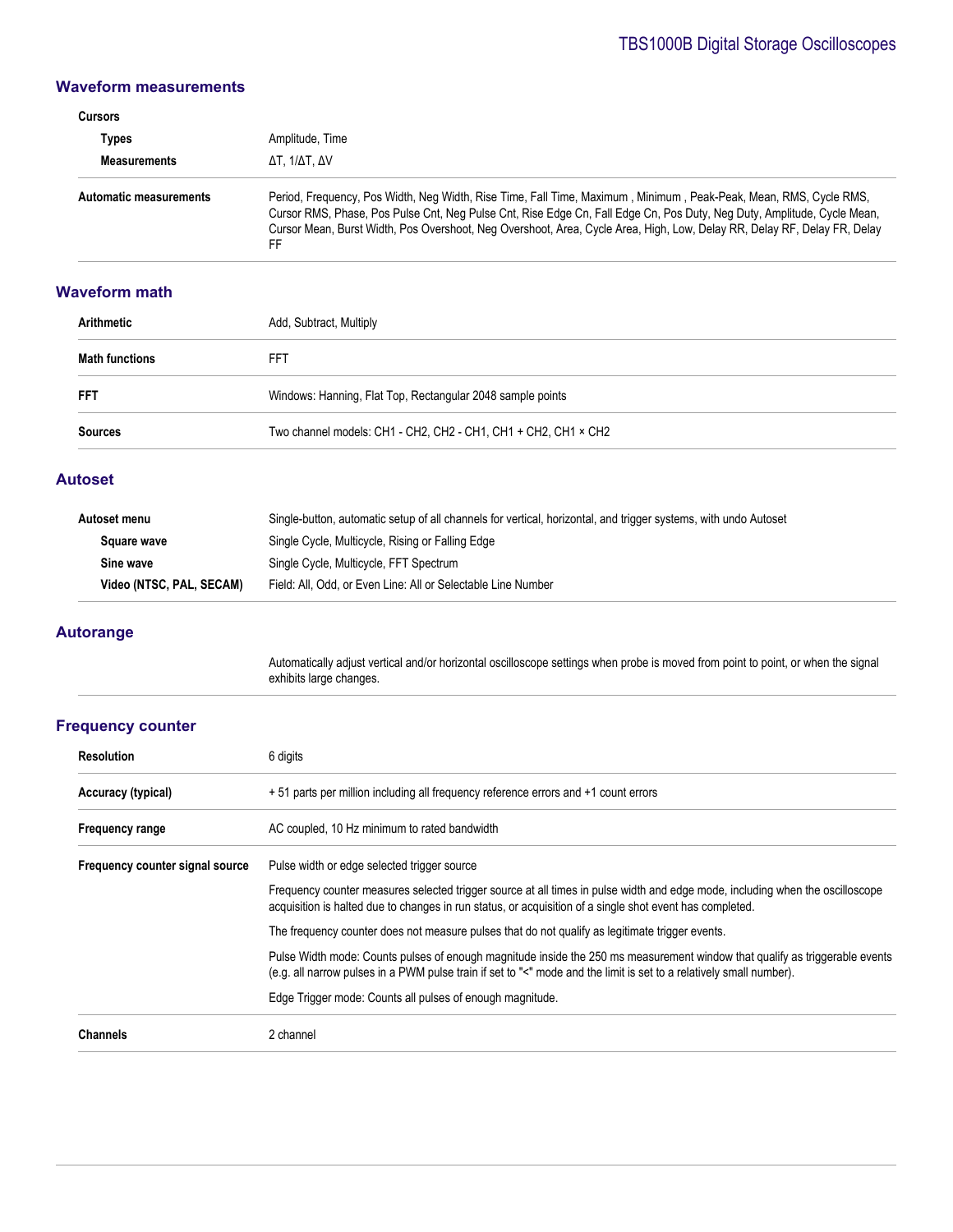## Waveform measurements

| | |
|---|---|
| **Cursors** | |
| **Types** | Amplitude, Time |
| **Measurements** | ΔT, 1/ΔT, ΔV |
| **Automatic measurements** | Period, Frequency, Pos Width, Neg Width, Rise Time, Fall Time, Maximum , Minimum , Peak-Peak, Mean, RMS, Cycle RMS, Cursor RMS, Phase, Pos Pulse Cnt, Neg Pulse Cnt, Rise Edge Cn, Fall Edge Cn, Pos Duty, Neg Duty, Amplitude, Cycle Mean, Cursor Mean, Burst Width, Pos Overshoot, Neg Overshoot, Area, Cycle Area, High, Low, Delay RR, Delay RF, Delay FR, Delay FF |

## Waveform math

| | |
|---|---|
| **Arithmetic** | Add, Subtract, Multiply |
| **Math functions** | FFT |
| **FFT** | Windows: Hanning, Flat Top, Rectangular 2048 sample points |
| **Sources** | Two channel models: CH1 - CH2, CH2 - CH1, CH1 + CH2, CH1 × CH2 |

## Autoset

| | |
|---|---|
| **Autoset menu** | Single-button, automatic setup of all channels for vertical, horizontal, and trigger systems, with undo Autoset |
| **Square wave** | Single Cycle, Multicycle, Rising or Falling Edge |
| **Sine wave** | Single Cycle, Multicycle, FFT Spectrum |
| **Video (NTSC, PAL, SECAM)** | Field: All, Odd, or Even Line: All or Selectable Line Number |

## Autorange

Automatically adjust vertical and/or horizontal oscilloscope settings when probe is moved from point to point, or when the signal exhibits large changes.

## Frequency counter

| | |
|---|---|
| **Resolution** | 6 digits |
| **Accuracy (typical)** | + 51 parts per million including all frequency reference errors and +1 count errors |
| **Frequency range** | AC coupled, 10 Hz minimum to rated bandwidth |
| **Frequency counter signal source** | Pulse width or edge selected trigger source<br><br>Frequency counter measures selected trigger source at all times in pulse width and edge mode, including when the oscilloscope acquisition is halted due to changes in run status, or acquisition of a single shot event has completed.<br><br>The frequency counter does not measure pulses that do not qualify as legitimate trigger events.<br><br>Pulse Width mode: Counts pulses of enough magnitude inside the 250 ms measurement window that qualify as triggerable events (e.g. all narrow pulses in a PWM pulse train if set to "<" mode and the limit is set to a relatively small number).<br><br>Edge Trigger mode: Counts all pulses of enough magnitude. |
| **Channels** | 2 channel |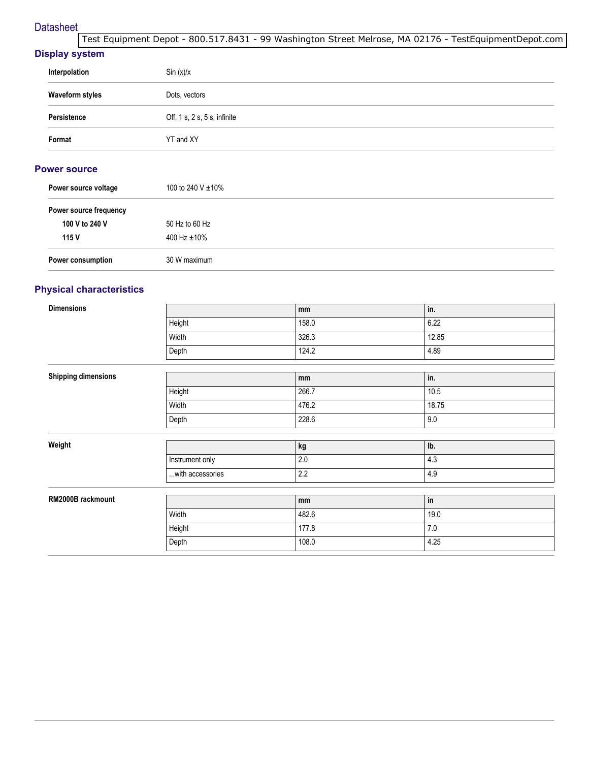## Display system

| | |
|---|---|
| **Interpolation** | Sin (x)/x |
| **Waveform styles** | Dots, vectors |
| **Persistence** | Off, 1 s, 2 s, 5 s, infinite |
| **Format** | YT and XY |

## Power source

| | |
|---|---|
| **Power source voltage** | 100 to 240 V ±10% |
| **Power source frequency** | |
| **100 V to 240 V** | 50 Hz to 60 Hz |
| **115 V** | 400 Hz ±10% |
| **Power consumption** | 30 W maximum |

## Physical characteristics

**Dimensions**

| | mm | in. |
|---|---|---|
| Height | 158.0 | 6.22 |
| Width | 326.3 | 12.85 |
| Depth | 124.2 | 4.89 |

**Shipping dimensions**

| | mm | in. |
|---|---|---|
| Height | 266.7 | 10.5 |
| Width | 476.2 | 18.75 |
| Depth | 228.6 | 9.0 |

**Weight**

| | kg | lb. |
|---|---|---|
| Instrument only | 2.0 | 4.3 |
| ...with accessories | 2.2 | 4.9 |

**RM2000B rackmount**

| | mm | in |
|---|---|---|
| Width | 482.6 | 19.0 |
| Height | 177.8 | 7.0 |
| Depth | 108.0 | 4.25 |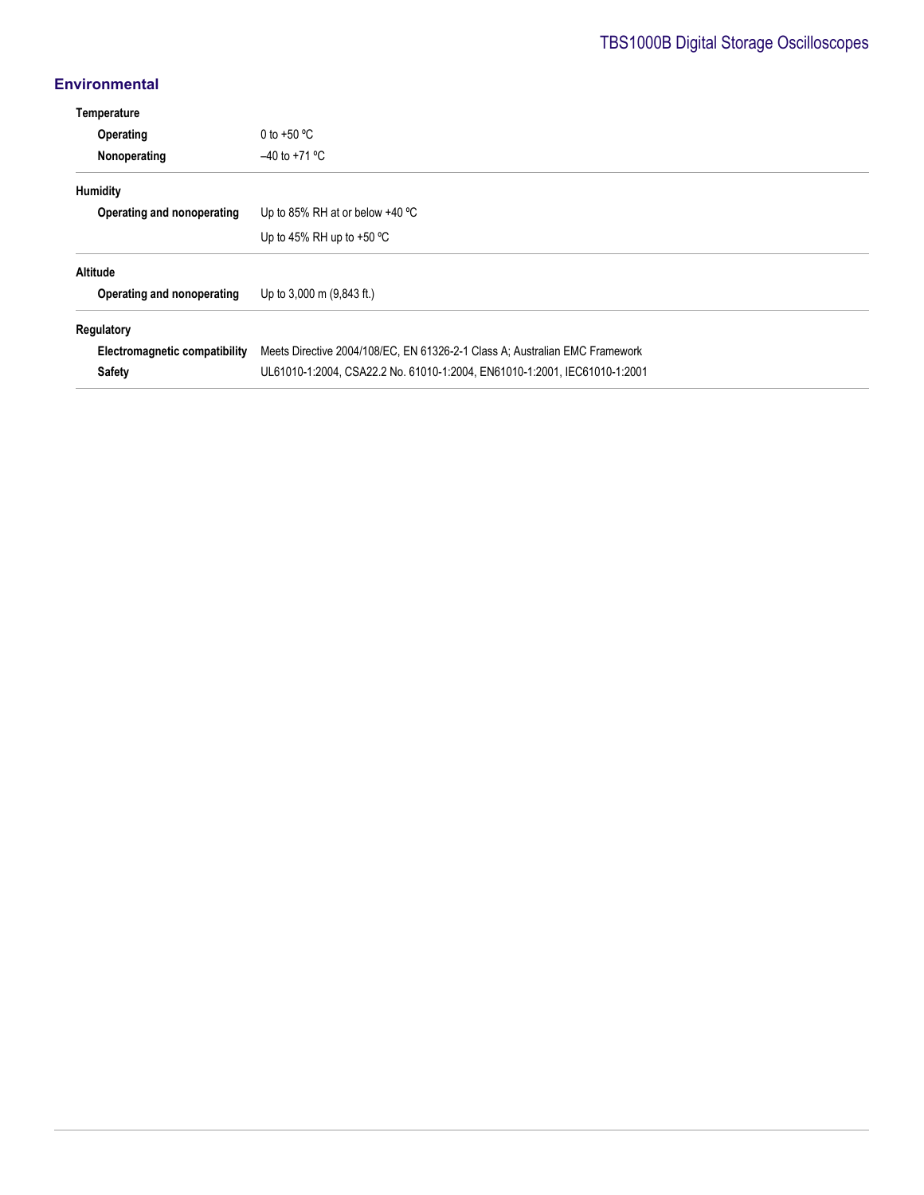## Environmental

**Temperature**

| | |
|---|---|
| **Operating** | 0 to +50 ºC |
| **Nonoperating** | –40 to +71 ºC |

**Humidity**

| | |
|---|---|
| **Operating and nonoperating** | Up to 85% RH at or below +40 ºC |
| | Up to 45% RH up to +50 ºC |

**Altitude**

| | |
|---|---|
| **Operating and nonoperating** | Up to 3,000 m (9,843 ft.) |

**Regulatory**

| | |
|---|---|
| **Electromagnetic compatibility** | Meets Directive 2004/108/EC, EN 61326-2-1 Class A; Australian EMC Framework |
| **Safety** | UL61010-1:2004, CSA22.2 No. 61010-1:2004, EN61010-1:2001, IEC61010-1:2001 |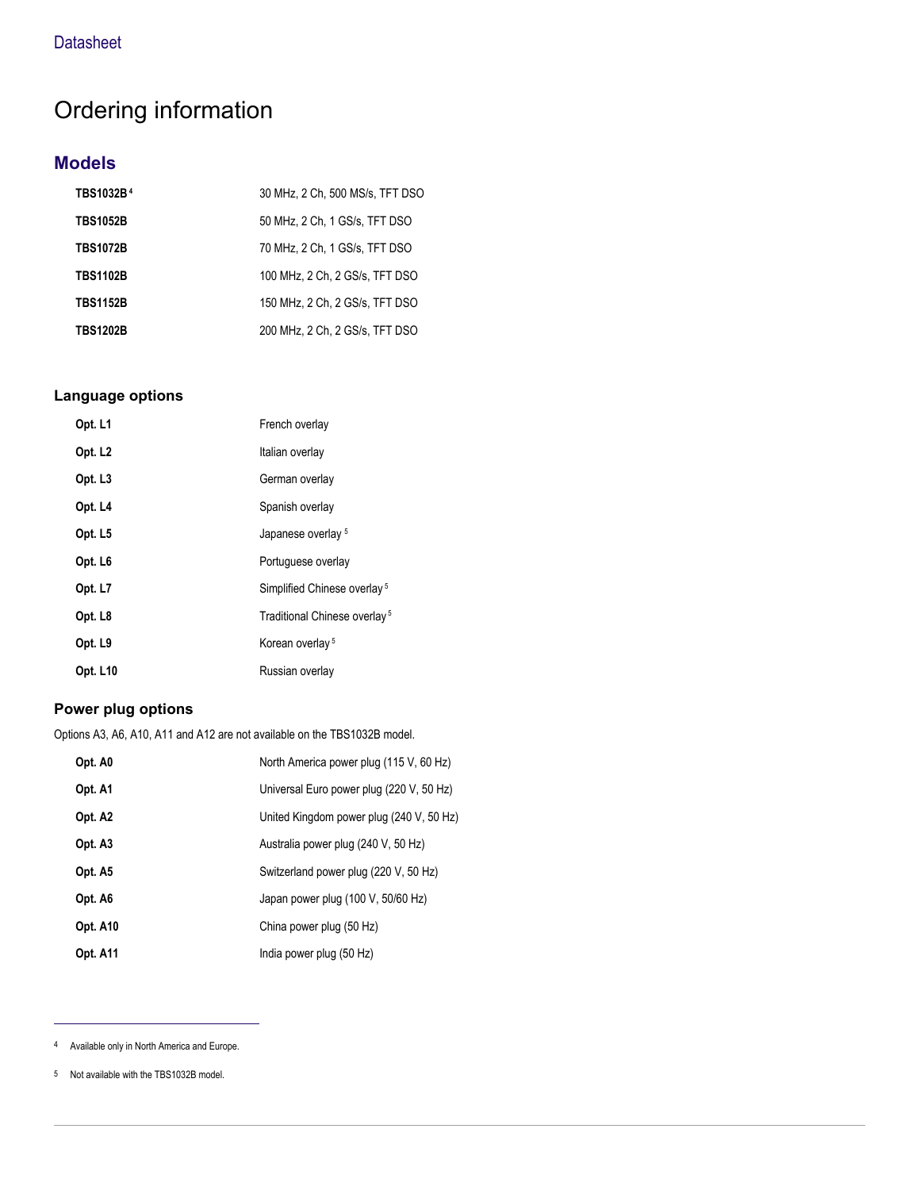# Ordering information

## Models

| | |
|---|---|
| **TBS1032B** [4] | 30 MHz, 2 Ch, 500 MS/s, TFT DSO |
| **TBS1052B** | 50 MHz, 2 Ch, 1 GS/s, TFT DSO |
| **TBS1072B** | 70 MHz, 2 Ch, 1 GS/s, TFT DSO |
| **TBS1102B** | 100 MHz, 2 Ch, 2 GS/s, TFT DSO |
| **TBS1152B** | 150 MHz, 2 Ch, 2 GS/s, TFT DSO |
| **TBS1202B** | 200 MHz, 2 Ch, 2 GS/s, TFT DSO |

### Language options

| | |
|---|---|
| **Opt. L1** | French overlay |
| **Opt. L2** | Italian overlay |
| **Opt. L3** | German overlay |
| **Opt. L4** | Spanish overlay |
| **Opt. L5** | Japanese overlay [5] |
| **Opt. L6** | Portuguese overlay |
| **Opt. L7** | Simplified Chinese overlay [5] |
| **Opt. L8** | Traditional Chinese overlay [5] |
| **Opt. L9** | Korean overlay [5] |
| **Opt. L10** | Russian overlay |

### Power plug options

Options A3, A6, A10, A11 and A12 are not available on the TBS1032B model.

| | |
|---|---|
| **Opt. A0** | North America power plug (115 V, 60 Hz) |
| **Opt. A1** | Universal Euro power plug (220 V, 50 Hz) |
| **Opt. A2** | United Kingdom power plug (240 V, 50 Hz) |
| **Opt. A3** | Australia power plug (240 V, 50 Hz) |
| **Opt. A5** | Switzerland power plug (220 V, 50 Hz) |
| **Opt. A6** | Japan power plug (100 V, 50/60 Hz) |
| **Opt. A10** | China power plug (50 Hz) |
| **Opt. A11** | India power plug (50 Hz) |

---

4 Available only in North America and Europe.

5 Not available with the TBS1032B model.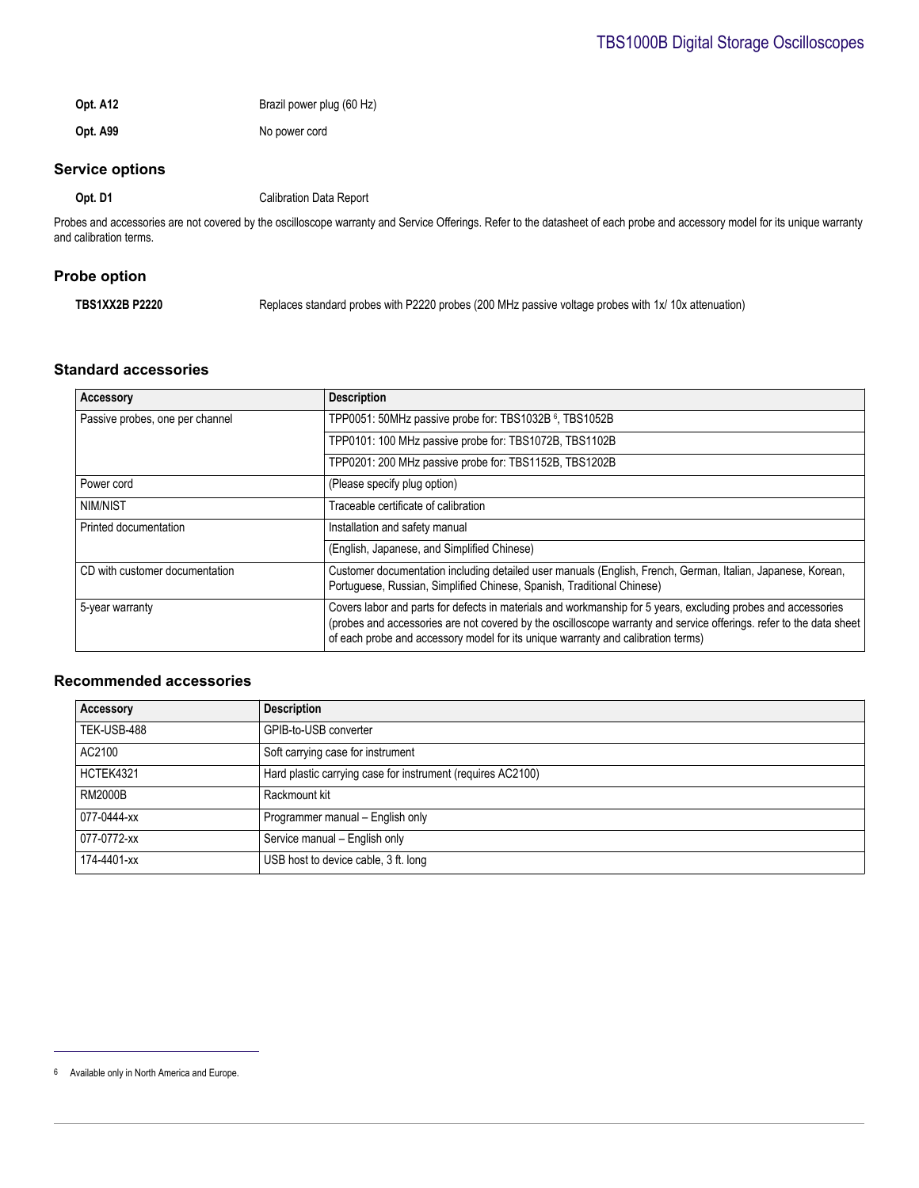**Opt. A12** Brazil power plug (60 Hz)

**Opt. A99** No power cord

### Service options

**Opt. D1** Calibration Data Report

Probes and accessories are not covered by the oscilloscope warranty and Service Offerings. Refer to the datasheet of each probe and accessory model for its unique warranty and calibration terms.

### Probe option

**TBS1XX2B P2220** Replaces standard probes with P2220 probes (200 MHz passive voltage probes with 1x/ 10x attenuation)

### Standard accessories

| Accessory | Description |
|---|---|
| Passive probes, one per channel | TPP0051: 50MHz passive probe for: TBS1032B [6], TBS1052B |
| | TPP0101: 100 MHz passive probe for: TBS1072B, TBS1102B |
| | TPP0201: 200 MHz passive probe for: TBS1152B, TBS1202B |
| Power cord | (Please specify plug option) |
| NIM/NIST | Traceable certificate of calibration |
| Printed documentation | Installation and safety manual |
| | (English, Japanese, and Simplified Chinese) |
| CD with customer documentation | Customer documentation including detailed user manuals (English, French, German, Italian, Japanese, Korean, Portuguese, Russian, Simplified Chinese, Spanish, Traditional Chinese) |
| 5-year warranty | Covers labor and parts for defects in materials and workmanship for 5 years, excluding probes and accessories (probes and accessories are not covered by the oscilloscope warranty and service offerings. refer to the data sheet of each probe and accessory model for its unique warranty and calibration terms) |

### Recommended accessories

| Accessory | Description |
|---|---|
| TEK-USB-488 | GPIB-to-USB converter |
| AC2100 | Soft carrying case for instrument |
| HCTEK4321 | Hard plastic carrying case for instrument (requires AC2100) |
| RM2000B | Rackmount kit |
| 077-0444-xx | Programmer manual – English only |
| 077-0772-xx | Service manual – English only |
| 174-4401-xx | USB host to device cable, 3 ft. long |

[6] Available only in North America and Europe.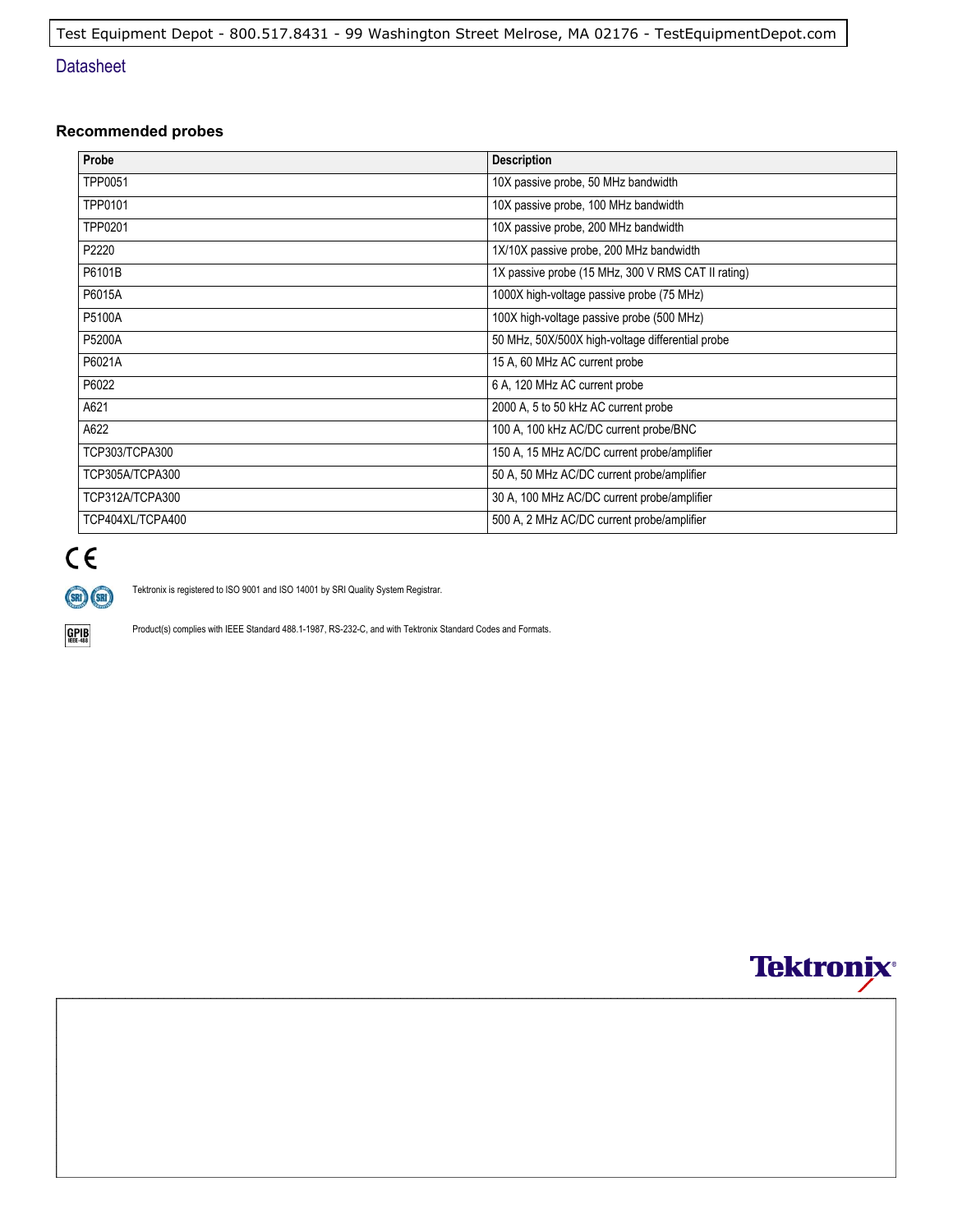## Recommended probes

| Probe | Description |
| --- | --- |
| TPP0051 | 10X passive probe, 50 MHz bandwidth |
| TPP0101 | 10X passive probe, 100 MHz bandwidth |
| TPP0201 | 10X passive probe, 200 MHz bandwidth |
| P2220 | 1X/10X passive probe, 200 MHz bandwidth |
| P6101B | 1X passive probe (15 MHz, 300 V RMS CAT II rating) |
| P6015A | 1000X high-voltage passive probe (75 MHz) |
| P5100A | 100X high-voltage passive probe (500 MHz) |
| P5200A | 50 MHz, 50X/500X high-voltage differential probe |
| P6021A | 15 A, 60 MHz AC current probe |
| P6022 | 6 A, 120 MHz AC current probe |
| A621 | 2000 A, 5 to 50 kHz AC current probe |
| A622 | 100 A, 100 kHz AC/DC current probe/BNC |
| TCP303/TCPA300 | 150 A, 15 MHz AC/DC current probe/amplifier |
| TCP305A/TCPA300 | 50 A, 50 MHz AC/DC current probe/amplifier |
| TCP312A/TCPA300 | 30 A, 100 MHz AC/DC current probe/amplifier |
| TCP404XL/TCPA400 | 500 A, 2 MHz AC/DC current probe/amplifier |

Tektronix is registered to ISO 9001 and ISO 14001 by SRI Quality System Registrar.

Product(s) complies with IEEE Standard 488.1-1987, RS-232-C, and with Tektronix Standard Codes and Formats.